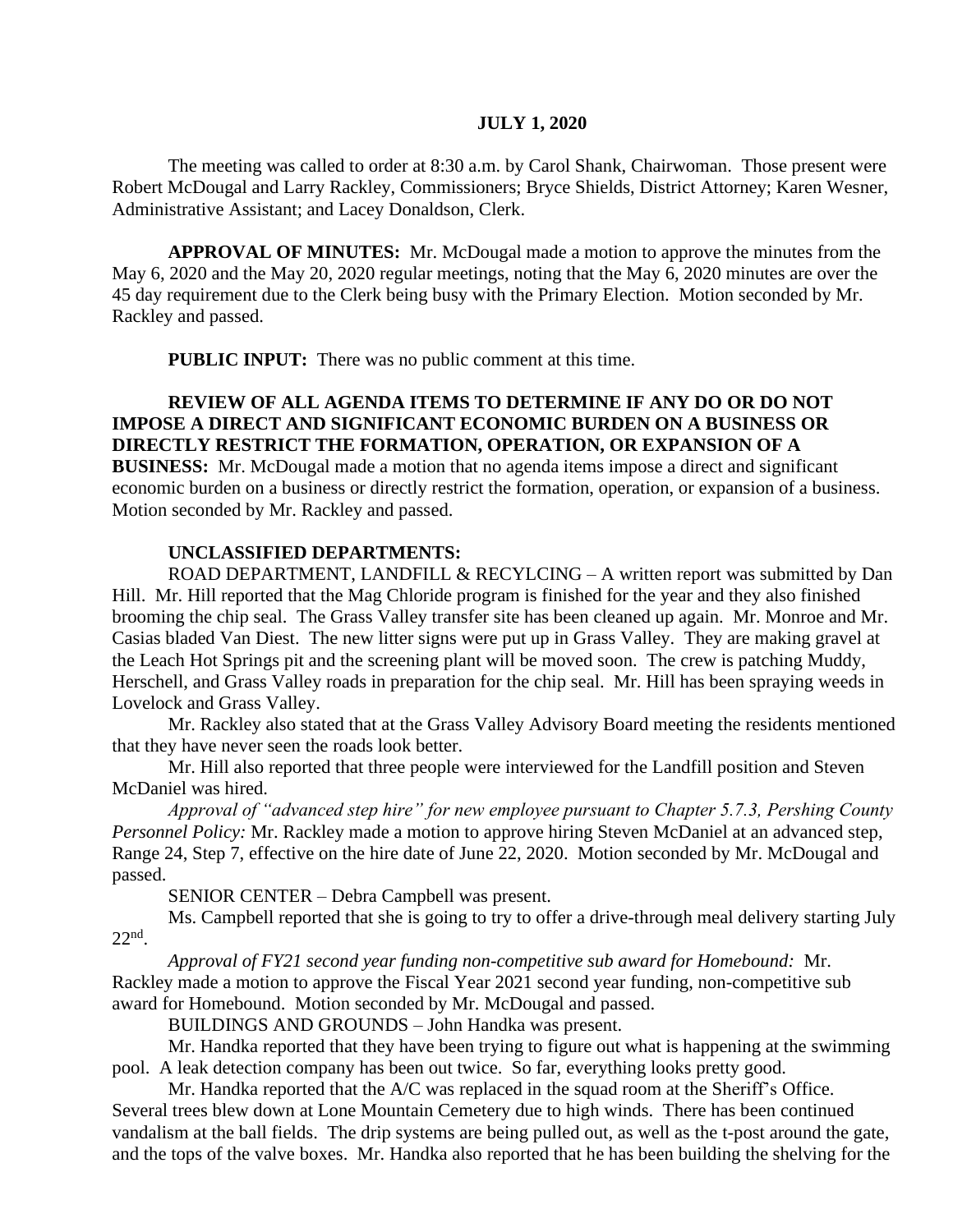**JULY 1, 2020**

The meeting was called to order at 8:30 a.m. by Carol Shank, Chairwoman. Those present were Robert McDougal and Larry Rackley, Commissioners; Bryce Shields, District Attorney; Karen Wesner, Administrative Assistant; and Lacey Donaldson, Clerk.

**APPROVAL OF MINUTES:** Mr. McDougal made a motion to approve the minutes from the May 6, 2020 and the May 20, 2020 regular meetings, noting that the May 6, 2020 minutes are over the 45 day requirement due to the Clerk being busy with the Primary Election. Motion seconded by Mr. Rackley and passed.

**PUBLIC INPUT:** There was no public comment at this time.

**REVIEW OF ALL AGENDA ITEMS TO DETERMINE IF ANY DO OR DO NOT IMPOSE A DIRECT AND SIGNIFICANT ECONOMIC BURDEN ON A BUSINESS OR DIRECTLY RESTRICT THE FORMATION, OPERATION, OR EXPANSION OF A BUSINESS:** Mr. McDougal made a motion that no agenda items impose a direct and significant economic burden on a business or directly restrict the formation, operation, or expansion of a business. Motion seconded by Mr. Rackley and passed.

**UNCLASSIFIED DEPARTMENTS:**

ROAD DEPARTMENT, LANDFILL & RECYLCING – A written report was submitted by Dan Hill. Mr. Hill reported that the Mag Chloride program is finished for the year and they also finished brooming the chip seal. The Grass Valley transfer site has been cleaned up again. Mr. Monroe and Mr. Casias bladed Van Diest. The new litter signs were put up in Grass Valley. They are making gravel at the Leach Hot Springs pit and the screening plant will be moved soon. The crew is patching Muddy, Herschell, and Grass Valley roads in preparation for the chip seal. Mr. Hill has been spraying weeds in Lovelock and Grass Valley.

Mr. Rackley also stated that at the Grass Valley Advisory Board meeting the residents mentioned that they have never seen the roads look better.

Mr. Hill also reported that three people were interviewed for the Landfill position and Steven McDaniel was hired.

*Approval of "advanced step hire" for new employee pursuant to Chapter 5.7.3, Pershing County Personnel Policy:* Mr. Rackley made a motion to approve hiring Steven McDaniel at an advanced step, Range 24, Step 7, effective on the hire date of June 22, 2020. Motion seconded by Mr. McDougal and passed.

SENIOR CENTER – Debra Campbell was present.

Ms. Campbell reported that she is going to try to offer a drive-through meal delivery starting July 22nd.

*Approval of FY21 second year funding non-competitive sub award for Homebound:* Mr. Rackley made a motion to approve the Fiscal Year 2021 second year funding, non-competitive sub award for Homebound. Motion seconded by Mr. McDougal and passed.

BUILDINGS AND GROUNDS – John Handka was present.

Mr. Handka reported that they have been trying to figure out what is happening at the swimming pool. A leak detection company has been out twice. So far, everything looks pretty good.

Mr. Handka reported that the A/C was replaced in the squad room at the Sheriff's Office. Several trees blew down at Lone Mountain Cemetery due to high winds. There has been continued vandalism at the ball fields. The drip systems are being pulled out, as well as the t-post around the gate, and the tops of the valve boxes. Mr. Handka also reported that he has been building the shelving for the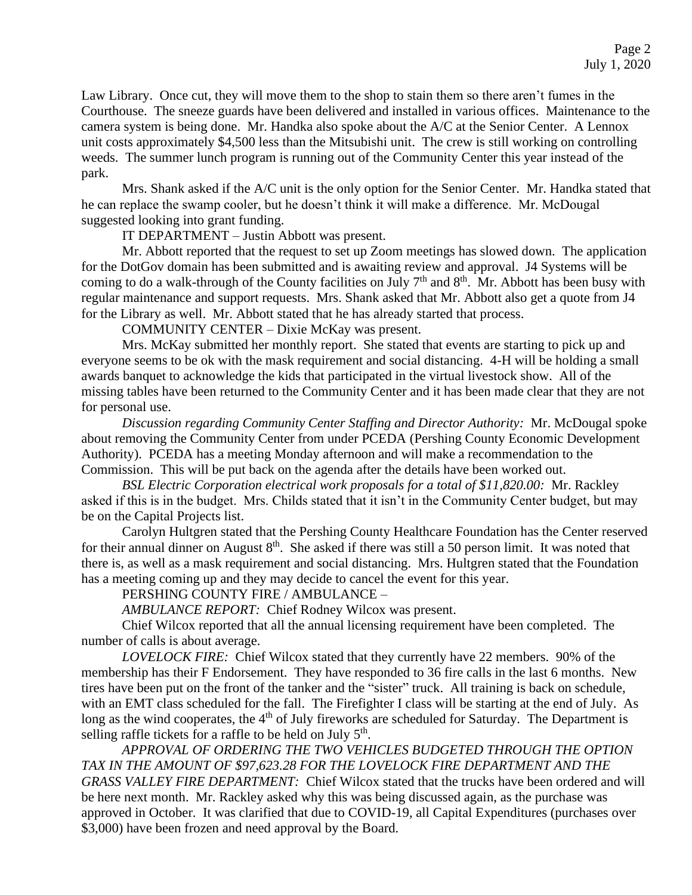Law Library. Once cut, they will move them to the shop to stain them so there aren't fumes in the Courthouse. The sneeze guards have been delivered and installed in various offices. Maintenance to the camera system is being done. Mr. Handka also spoke about the A/C at the Senior Center. A Lennox unit costs approximately $4,500 less than the Mitsubishi unit. The crew is still working on controlling weeds. The summer lunch program is running out of the Community Center this year instead of the park.

Mrs. Shank asked if the A/C unit is the only option for the Senior Center. Mr. Handka stated that he can replace the swamp cooler, but he doesn't think it will make a difference. Mr. McDougal suggested looking into grant funding.

IT DEPARTMENT – Justin Abbott was present.

Mr. Abbott reported that the request to set up Zoom meetings has slowed down. The application for the DotGov domain has been submitted and is awaiting review and approval. J4 Systems will be coming to do a walk-through of the County facilities on July 7th and 8th. Mr. Abbott has been busy with regular maintenance and support requests. Mrs. Shank asked that Mr. Abbott also get a quote from J4 for the Library as well. Mr. Abbott stated that he has already started that process.

COMMUNITY CENTER – Dixie McKay was present.

Mrs. McKay submitted her monthly report. She stated that events are starting to pick up and everyone seems to be ok with the mask requirement and social distancing. 4-H will be holding a small awards banquet to acknowledge the kids that participated in the virtual livestock show. All of the missing tables have been returned to the Community Center and it has been made clear that they are not for personal use.

*Discussion regarding Community Center Staffing and Director Authority:* Mr. McDougal spoke about removing the Community Center from under PCEDA (Pershing County Economic Development Authority). PCEDA has a meeting Monday afternoon and will make a recommendation to the Commission. This will be put back on the agenda after the details have been worked out.

*BSL Electric Corporation electrical work proposals for a total of $11,820.00:* Mr. Rackley asked if this is in the budget. Mrs. Childs stated that it isn't in the Community Center budget, but may be on the Capital Projects list.

Carolyn Hultgren stated that the Pershing County Healthcare Foundation has the Center reserved for their annual dinner on August 8th. She asked if there was still a 50 person limit. It was noted that there is, as well as a mask requirement and social distancing. Mrs. Hultgren stated that the Foundation has a meeting coming up and they may decide to cancel the event for this year.

PERSHING COUNTY FIRE / AMBULANCE –

*AMBULANCE REPORT:* Chief Rodney Wilcox was present.

Chief Wilcox reported that all the annual licensing requirement have been completed. The number of calls is about average.

*LOVELOCK FIRE:* Chief Wilcox stated that they currently have 22 members. 90% of the membership has their F Endorsement. They have responded to 36 fire calls in the last 6 months. New tires have been put on the front of the tanker and the "sister" truck. All training is back on schedule, with an EMT class scheduled for the fall. The Firefighter I class will be starting at the end of July. As long as the wind cooperates, the 4th of July fireworks are scheduled for Saturday. The Department is selling raffle tickets for a raffle to be held on July 5th.

*APPROVAL OF ORDERING THE TWO VEHICLES BUDGETED THROUGH THE OPTION TAX IN THE AMOUNT OF $97,623.28 FOR THE LOVELOCK FIRE DEPARTMENT AND THE GRASS VALLEY FIRE DEPARTMENT:* Chief Wilcox stated that the trucks have been ordered and will be here next month. Mr. Rackley asked why this was being discussed again, as the purchase was approved in October. It was clarified that due to COVID-19, all Capital Expenditures (purchases over $3,000) have been frozen and need approval by the Board.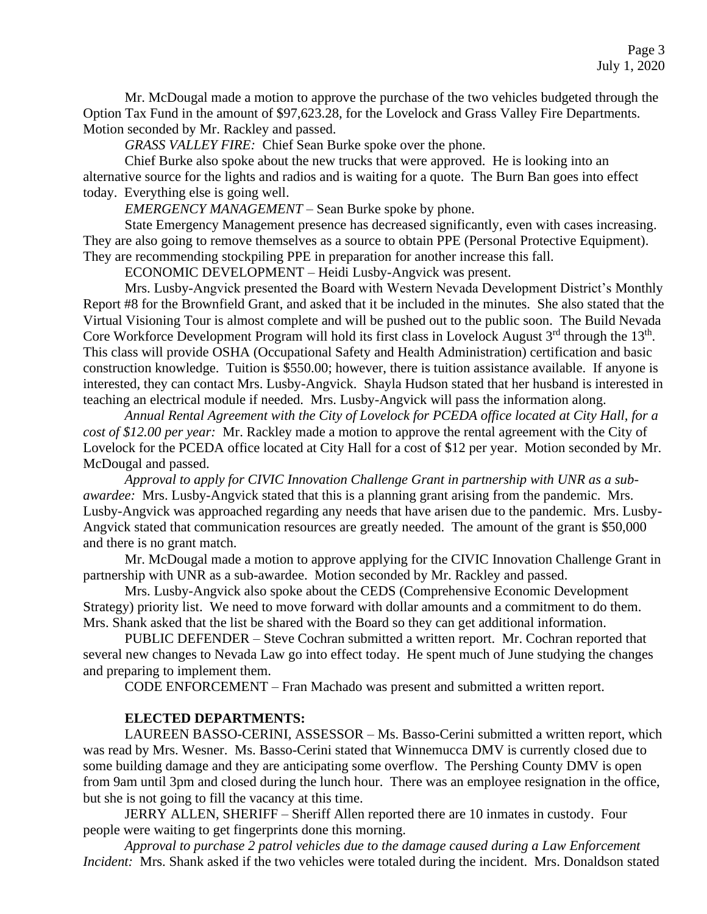Mr. McDougal made a motion to approve the purchase of the two vehicles budgeted through the Option Tax Fund in the amount of $97,623.28, for the Lovelock and Grass Valley Fire Departments. Motion seconded by Mr. Rackley and passed.

*GRASS VALLEY FIRE:* Chief Sean Burke spoke over the phone.

Chief Burke also spoke about the new trucks that were approved. He is looking into an alternative source for the lights and radios and is waiting for a quote. The Burn Ban goes into effect today. Everything else is going well.

*EMERGENCY MANAGEMENT* – Sean Burke spoke by phone.

State Emergency Management presence has decreased significantly, even with cases increasing. They are also going to remove themselves as a source to obtain PPE (Personal Protective Equipment). They are recommending stockpiling PPE in preparation for another increase this fall.

ECONOMIC DEVELOPMENT – Heidi Lusby-Angvick was present.

Mrs. Lusby-Angvick presented the Board with Western Nevada Development District's Monthly Report #8 for the Brownfield Grant, and asked that it be included in the minutes. She also stated that the Virtual Visioning Tour is almost complete and will be pushed out to the public soon. The Build Nevada Core Workforce Development Program will hold its first class in Lovelock August 3rd through the 13th. This class will provide OSHA (Occupational Safety and Health Administration) certification and basic construction knowledge. Tuition is $550.00; however, there is tuition assistance available. If anyone is interested, they can contact Mrs. Lusby-Angvick. Shayla Hudson stated that her husband is interested in teaching an electrical module if needed. Mrs. Lusby-Angvick will pass the information along.

*Annual Rental Agreement with the City of Lovelock for PCEDA office located at City Hall, for a cost of $12.00 per year:* Mr. Rackley made a motion to approve the rental agreement with the City of Lovelock for the PCEDA office located at City Hall for a cost of $12 per year. Motion seconded by Mr. McDougal and passed.

*Approval to apply for CIVIC Innovation Challenge Grant in partnership with UNR as a sub-awardee:* Mrs. Lusby-Angvick stated that this is a planning grant arising from the pandemic. Mrs. Lusby-Angvick was approached regarding any needs that have arisen due to the pandemic. Mrs. Lusby-Angvick stated that communication resources are greatly needed. The amount of the grant is $50,000 and there is no grant match.

Mr. McDougal made a motion to approve applying for the CIVIC Innovation Challenge Grant in partnership with UNR as a sub-awardee. Motion seconded by Mr. Rackley and passed.

Mrs. Lusby-Angvick also spoke about the CEDS (Comprehensive Economic Development Strategy) priority list. We need to move forward with dollar amounts and a commitment to do them. Mrs. Shank asked that the list be shared with the Board so they can get additional information.

PUBLIC DEFENDER – Steve Cochran submitted a written report. Mr. Cochran reported that several new changes to Nevada Law go into effect today. He spent much of June studying the changes and preparing to implement them.

CODE ENFORCEMENT – Fran Machado was present and submitted a written report.

**ELECTED DEPARTMENTS:**

LAUREEN BASSO-CERINI, ASSESSOR – Ms. Basso-Cerini submitted a written report, which was read by Mrs. Wesner. Ms. Basso-Cerini stated that Winnemucca DMV is currently closed due to some building damage and they are anticipating some overflow. The Pershing County DMV is open from 9am until 3pm and closed during the lunch hour. There was an employee resignation in the office, but she is not going to fill the vacancy at this time.

JERRY ALLEN, SHERIFF – Sheriff Allen reported there are 10 inmates in custody. Four people were waiting to get fingerprints done this morning.

*Approval to purchase 2 patrol vehicles due to the damage caused during a Law Enforcement Incident:* Mrs. Shank asked if the two vehicles were totaled during the incident. Mrs. Donaldson stated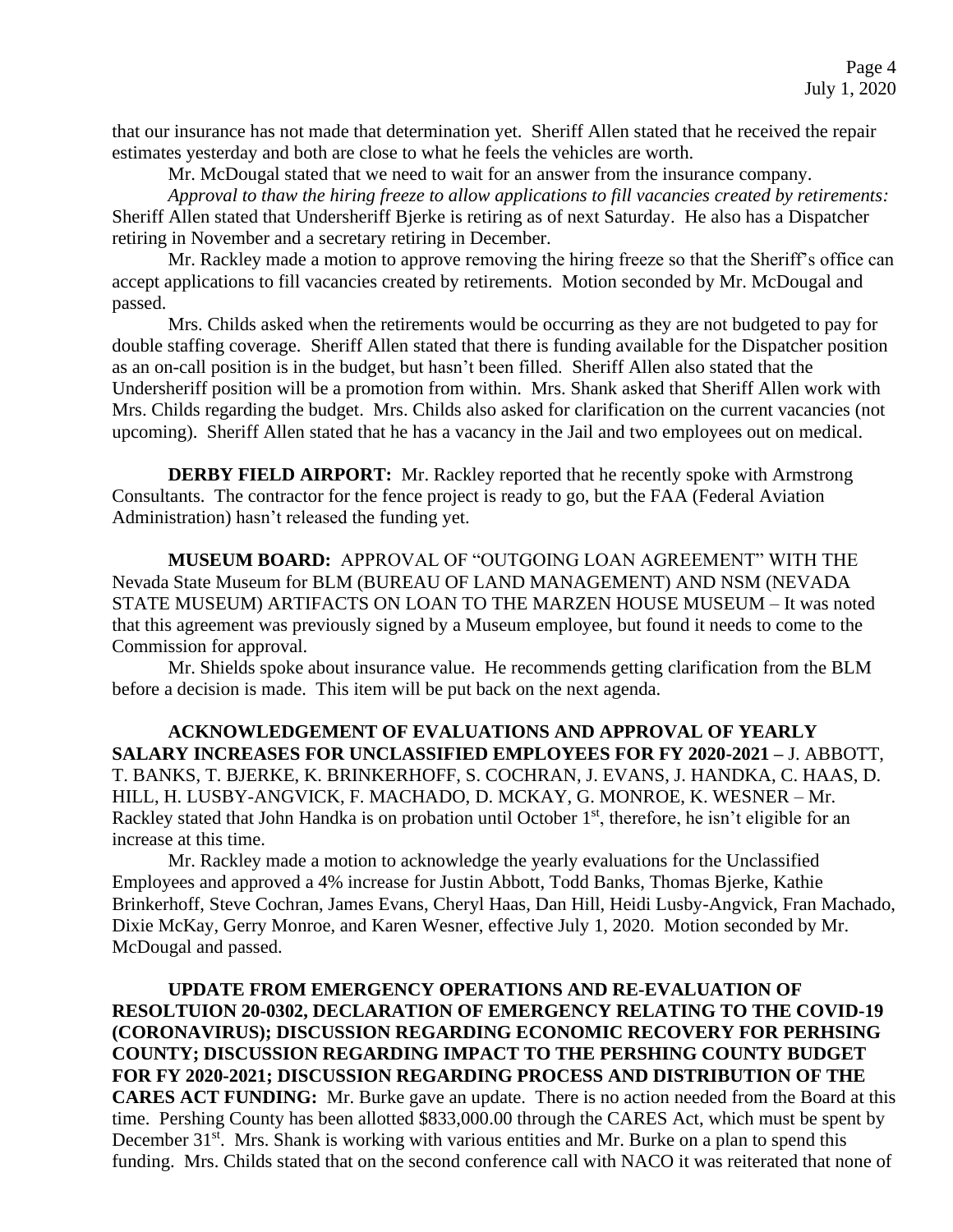that our insurance has not made that determination yet. Sheriff Allen stated that he received the repair estimates yesterday and both are close to what he feels the vehicles are worth.

Mr. McDougal stated that we need to wait for an answer from the insurance company.

*Approval to thaw the hiring freeze to allow applications to fill vacancies created by retirements:* Sheriff Allen stated that Undersheriff Bjerke is retiring as of next Saturday. He also has a Dispatcher retiring in November and a secretary retiring in December.

Mr. Rackley made a motion to approve removing the hiring freeze so that the Sheriff's office can accept applications to fill vacancies created by retirements. Motion seconded by Mr. McDougal and passed.

Mrs. Childs asked when the retirements would be occurring as they are not budgeted to pay for double staffing coverage. Sheriff Allen stated that there is funding available for the Dispatcher position as an on-call position is in the budget, but hasn't been filled. Sheriff Allen also stated that the Undersheriff position will be a promotion from within. Mrs. Shank asked that Sheriff Allen work with Mrs. Childs regarding the budget. Mrs. Childs also asked for clarification on the current vacancies (not upcoming). Sheriff Allen stated that he has a vacancy in the Jail and two employees out on medical.

**DERBY FIELD AIRPORT:** Mr. Rackley reported that he recently spoke with Armstrong Consultants. The contractor for the fence project is ready to go, but the FAA (Federal Aviation Administration) hasn't released the funding yet.

**MUSEUM BOARD:** APPROVAL OF "OUTGOING LOAN AGREEMENT" WITH THE Nevada State Museum for BLM (BUREAU OF LAND MANAGEMENT) AND NSM (NEVADA STATE MUSEUM) ARTIFACTS ON LOAN TO THE MARZEN HOUSE MUSEUM – It was noted that this agreement was previously signed by a Museum employee, but found it needs to come to the Commission for approval.

Mr. Shields spoke about insurance value. He recommends getting clarification from the BLM before a decision is made. This item will be put back on the next agenda.

**ACKNOWLEDGEMENT OF EVALUATIONS AND APPROVAL OF YEARLY SALARY INCREASES FOR UNCLASSIFIED EMPLOYEES FOR FY 2020-2021 –** J. ABBOTT, T. BANKS, T. BJERKE, K. BRINKERHOFF, S. COCHRAN, J. EVANS, J. HANDKA, C. HAAS, D. HILL, H. LUSBY-ANGVICK, F. MACHADO, D. MCKAY, G. MONROE, K. WESNER – Mr. Rackley stated that John Handka is on probation until October 1st, therefore, he isn't eligible for an increase at this time.

Mr. Rackley made a motion to acknowledge the yearly evaluations for the Unclassified Employees and approved a 4% increase for Justin Abbott, Todd Banks, Thomas Bjerke, Kathie Brinkerhoff, Steve Cochran, James Evans, Cheryl Haas, Dan Hill, Heidi Lusby-Angvick, Fran Machado, Dixie McKay, Gerry Monroe, and Karen Wesner, effective July 1, 2020. Motion seconded by Mr. McDougal and passed.

**UPDATE FROM EMERGENCY OPERATIONS AND RE-EVALUATION OF RESOLTUION 20-0302, DECLARATION OF EMERGENCY RELATING TO THE COVID-19 (CORONAVIRUS); DISCUSSION REGARDING ECONOMIC RECOVERY FOR PERHSING COUNTY; DISCUSSION REGARDING IMPACT TO THE PERSHING COUNTY BUDGET FOR FY 2020-2021; DISCUSSION REGARDING PROCESS AND DISTRIBUTION OF THE CARES ACT FUNDING:** Mr. Burke gave an update. There is no action needed from the Board at this time. Pershing County has been allotted $833,000.00 through the CARES Act, which must be spent by December 31st. Mrs. Shank is working with various entities and Mr. Burke on a plan to spend this funding. Mrs. Childs stated that on the second conference call with NACO it was reiterated that none of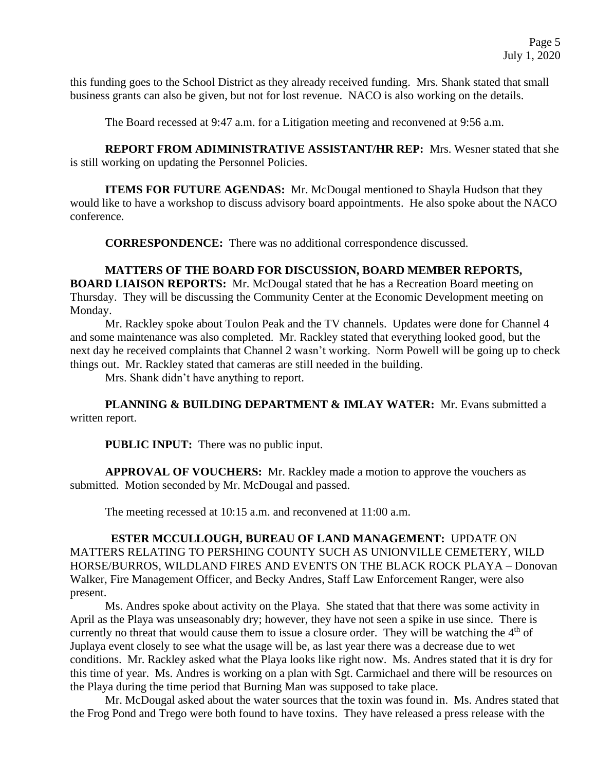this funding goes to the School District as they already received funding. Mrs. Shank stated that small business grants can also be given, but not for lost revenue. NACO is also working on the details.

The Board recessed at 9:47 a.m. for a Litigation meeting and reconvened at 9:56 a.m.

**REPORT FROM ADIMINISTRATIVE ASSISTANT/HR REP:** Mrs. Wesner stated that she is still working on updating the Personnel Policies.

**ITEMS FOR FUTURE AGENDAS:** Mr. McDougal mentioned to Shayla Hudson that they would like to have a workshop to discuss advisory board appointments. He also spoke about the NACO conference.

**CORRESPONDENCE:** There was no additional correspondence discussed.

**MATTERS OF THE BOARD FOR DISCUSSION, BOARD MEMBER REPORTS, BOARD LIAISON REPORTS:** Mr. McDougal stated that he has a Recreation Board meeting on Thursday. They will be discussing the Community Center at the Economic Development meeting on Monday.

Mr. Rackley spoke about Toulon Peak and the TV channels. Updates were done for Channel 4 and some maintenance was also completed. Mr. Rackley stated that everything looked good, but the next day he received complaints that Channel 2 wasn't working. Norm Powell will be going up to check things out. Mr. Rackley stated that cameras are still needed in the building.

Mrs. Shank didn't have anything to report.

**PLANNING & BUILDING DEPARTMENT & IMLAY WATER:** Mr. Evans submitted a written report.

**PUBLIC INPUT:** There was no public input.

**APPROVAL OF VOUCHERS:** Mr. Rackley made a motion to approve the vouchers as submitted. Motion seconded by Mr. McDougal and passed.

The meeting recessed at 10:15 a.m. and reconvened at 11:00 a.m.

**ESTER MCCULLOUGH, BUREAU OF LAND MANAGEMENT:** UPDATE ON MATTERS RELATING TO PERSHING COUNTY SUCH AS UNIONVILLE CEMETERY, WILD HORSE/BURROS, WILDLAND FIRES AND EVENTS ON THE BLACK ROCK PLAYA – Donovan Walker, Fire Management Officer, and Becky Andres, Staff Law Enforcement Ranger, were also present.

Ms. Andres spoke about activity on the Playa. She stated that that there was some activity in April as the Playa was unseasonably dry; however, they have not seen a spike in use since. There is currently no threat that would cause them to issue a closure order. They will be watching the 4th of Juplaya event closely to see what the usage will be, as last year there was a decrease due to wet conditions. Mr. Rackley asked what the Playa looks like right now. Ms. Andres stated that it is dry for this time of year. Ms. Andres is working on a plan with Sgt. Carmichael and there will be resources on the Playa during the time period that Burning Man was supposed to take place.

Mr. McDougal asked about the water sources that the toxin was found in. Ms. Andres stated that the Frog Pond and Trego were both found to have toxins. They have released a press release with the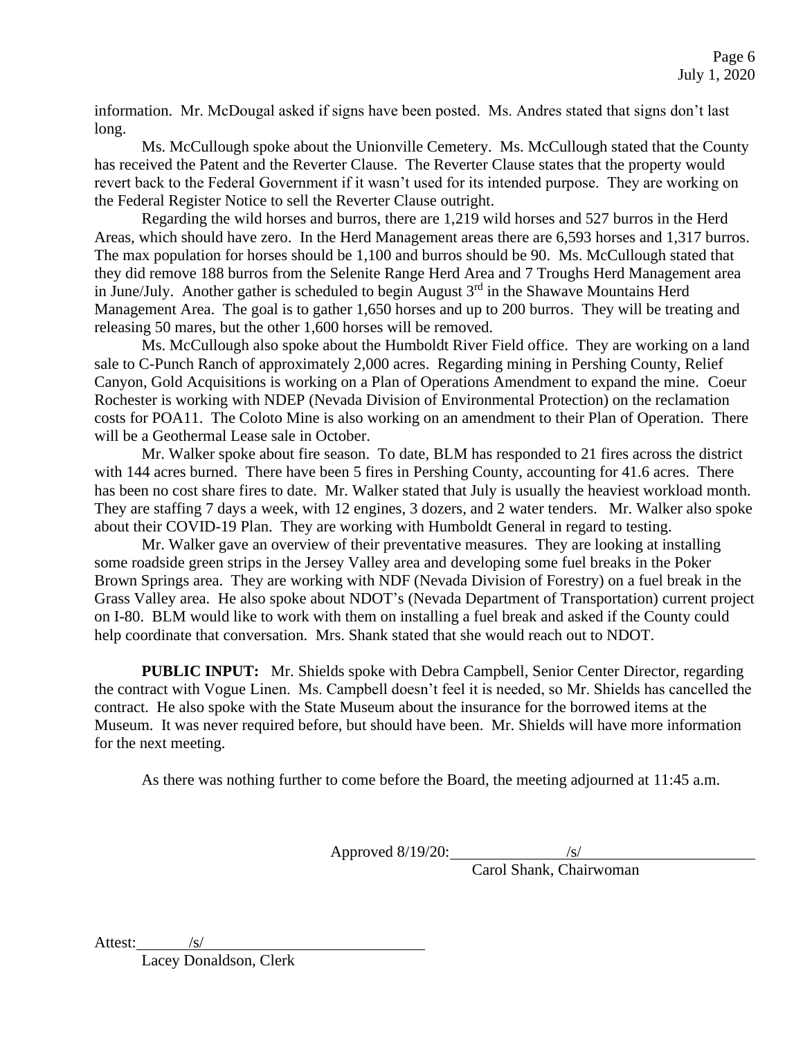information. Mr. McDougal asked if signs have been posted. Ms. Andres stated that signs don't last long.

Ms. McCullough spoke about the Unionville Cemetery. Ms. McCullough stated that the County has received the Patent and the Reverter Clause. The Reverter Clause states that the property would revert back to the Federal Government if it wasn't used for its intended purpose. They are working on the Federal Register Notice to sell the Reverter Clause outright.

Regarding the wild horses and burros, there are 1,219 wild horses and 527 burros in the Herd Areas, which should have zero. In the Herd Management areas there are 6,593 horses and 1,317 burros. The max population for horses should be 1,100 and burros should be 90. Ms. McCullough stated that they did remove 188 burros from the Selenite Range Herd Area and 7 Troughs Herd Management area in June/July. Another gather is scheduled to begin August 3rd in the Shawave Mountains Herd Management Area. The goal is to gather 1,650 horses and up to 200 burros. They will be treating and releasing 50 mares, but the other 1,600 horses will be removed.

Ms. McCullough also spoke about the Humboldt River Field office. They are working on a land sale to C-Punch Ranch of approximately 2,000 acres. Regarding mining in Pershing County, Relief Canyon, Gold Acquisitions is working on a Plan of Operations Amendment to expand the mine. Coeur Rochester is working with NDEP (Nevada Division of Environmental Protection) on the reclamation costs for POA11. The Coloto Mine is also working on an amendment to their Plan of Operation. There will be a Geothermal Lease sale in October.

Mr. Walker spoke about fire season. To date, BLM has responded to 21 fires across the district with 144 acres burned. There have been 5 fires in Pershing County, accounting for 41.6 acres. There has been no cost share fires to date. Mr. Walker stated that July is usually the heaviest workload month. They are staffing 7 days a week, with 12 engines, 3 dozers, and 2 water tenders. Mr. Walker also spoke about their COVID-19 Plan. They are working with Humboldt General in regard to testing.

Mr. Walker gave an overview of their preventative measures. They are looking at installing some roadside green strips in the Jersey Valley area and developing some fuel breaks in the Poker Brown Springs area. They are working with NDF (Nevada Division of Forestry) on a fuel break in the Grass Valley area. He also spoke about NDOT's (Nevada Department of Transportation) current project on I-80. BLM would like to work with them on installing a fuel break and asked if the County could help coordinate that conversation. Mrs. Shank stated that she would reach out to NDOT.

**PUBLIC INPUT:** Mr. Shields spoke with Debra Campbell, Senior Center Director, regarding the contract with Vogue Linen. Ms. Campbell doesn't feel it is needed, so Mr. Shields has cancelled the contract. He also spoke with the State Museum about the insurance for the borrowed items at the Museum. It was never required before, but should have been. Mr. Shields will have more information for the next meeting.

As there was nothing further to come before the Board, the meeting adjourned at 11:45 a.m.

Approved 8/19/20: /s/
Carol Shank, Chairwoman

Attest: /s/
Lacey Donaldson, Clerk